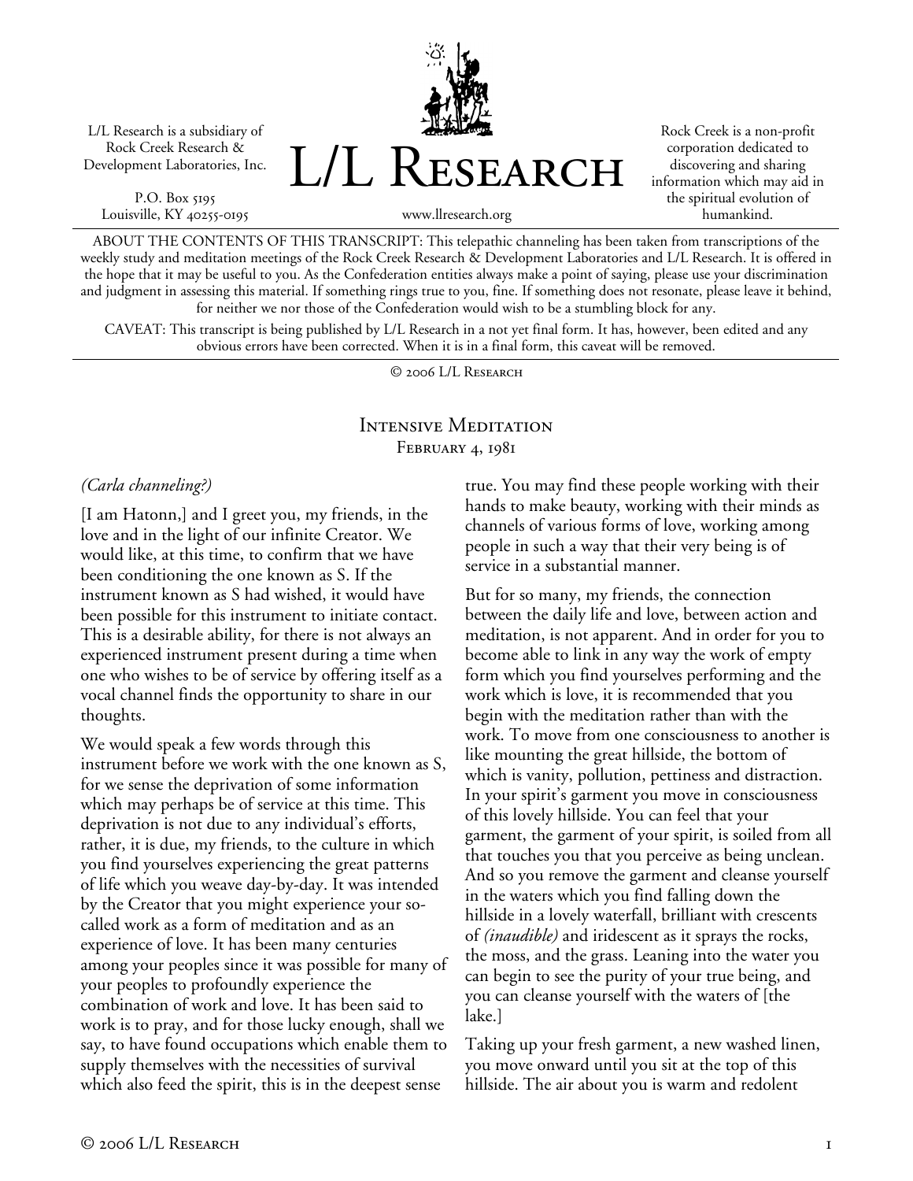L/L Research is a subsidiary of Rock Creek Research & Development Laboratories, Inc.

P.O. Box 5195
Louisville, KY 40255-0195

# L/L Research

www.llresearch.org

Rock Creek is a non-profit corporation dedicated to discovering and sharing information which may aid in the spiritual evolution of humankind.

ABOUT THE CONTENTS OF THIS TRANSCRIPT: This telepathic channeling has been taken from transcriptions of the weekly study and meditation meetings of the Rock Creek Research & Development Laboratories and L/L Research. It is offered in the hope that it may be useful to you. As the Confederation entities always make a point of saying, please use your discrimination and judgment in assessing this material. If something rings true to you, fine. If something does not resonate, please leave it behind, for neither we nor those of the Confederation would wish to be a stumbling block for any.

CAVEAT: This transcript is being published by L/L Research in a not yet final form. It has, however, been edited and any obvious errors have been corrected. When it is in a final form, this caveat will be removed.

© 2006 L/L Research

## Intensive Meditation
### February 4, 1981

*(Carla channeling?)*

[I am Hatonn,] and I greet you, my friends, in the love and in the light of our infinite Creator. We would like, at this time, to confirm that we have been conditioning the one known as S. If the instrument known as S had wished, it would have been possible for this instrument to initiate contact. This is a desirable ability, for there is not always an experienced instrument present during a time when one who wishes to be of service by offering itself as a vocal channel finds the opportunity to share in our thoughts.

We would speak a few words through this instrument before we work with the one known as S, for we sense the deprivation of some information which may perhaps be of service at this time. This deprivation is not due to any individual's efforts, rather, it is due, my friends, to the culture in which you find yourselves experiencing the great patterns of life which you weave day-by-day. It was intended by the Creator that you might experience your so-called work as a form of meditation and as an experience of love. It has been many centuries among your peoples since it was possible for many of your peoples to profoundly experience the combination of work and love. It has been said to work is to pray, and for those lucky enough, shall we say, to have found occupations which enable them to supply themselves with the necessities of survival which also feed the spirit, this is in the deepest sense true. You may find these people working with their hands to make beauty, working with their minds as channels of various forms of love, working among people in such a way that their very being is of service in a substantial manner.

But for so many, my friends, the connection between the daily life and love, between action and meditation, is not apparent. And in order for you to become able to link in any way the work of empty form which you find yourselves performing and the work which is love, it is recommended that you begin with the meditation rather than with the work. To move from one consciousness to another is like mounting the great hillside, the bottom of which is vanity, pollution, pettiness and distraction. In your spirit's garment you move in consciousness of this lovely hillside. You can feel that your garment, the garment of your spirit, is soiled from all that touches you that you perceive as being unclean. And so you remove the garment and cleanse yourself in the waters which you find falling down the hillside in a lovely waterfall, brilliant with crescents of *(inaudible)* and iridescent as it sprays the rocks, the moss, and the grass. Leaning into the water you can begin to see the purity of your true being, and you can cleanse yourself with the waters of [the lake.]

Taking up your fresh garment, a new washed linen, you move onward until you sit at the top of this hillside. The air about you is warm and redolent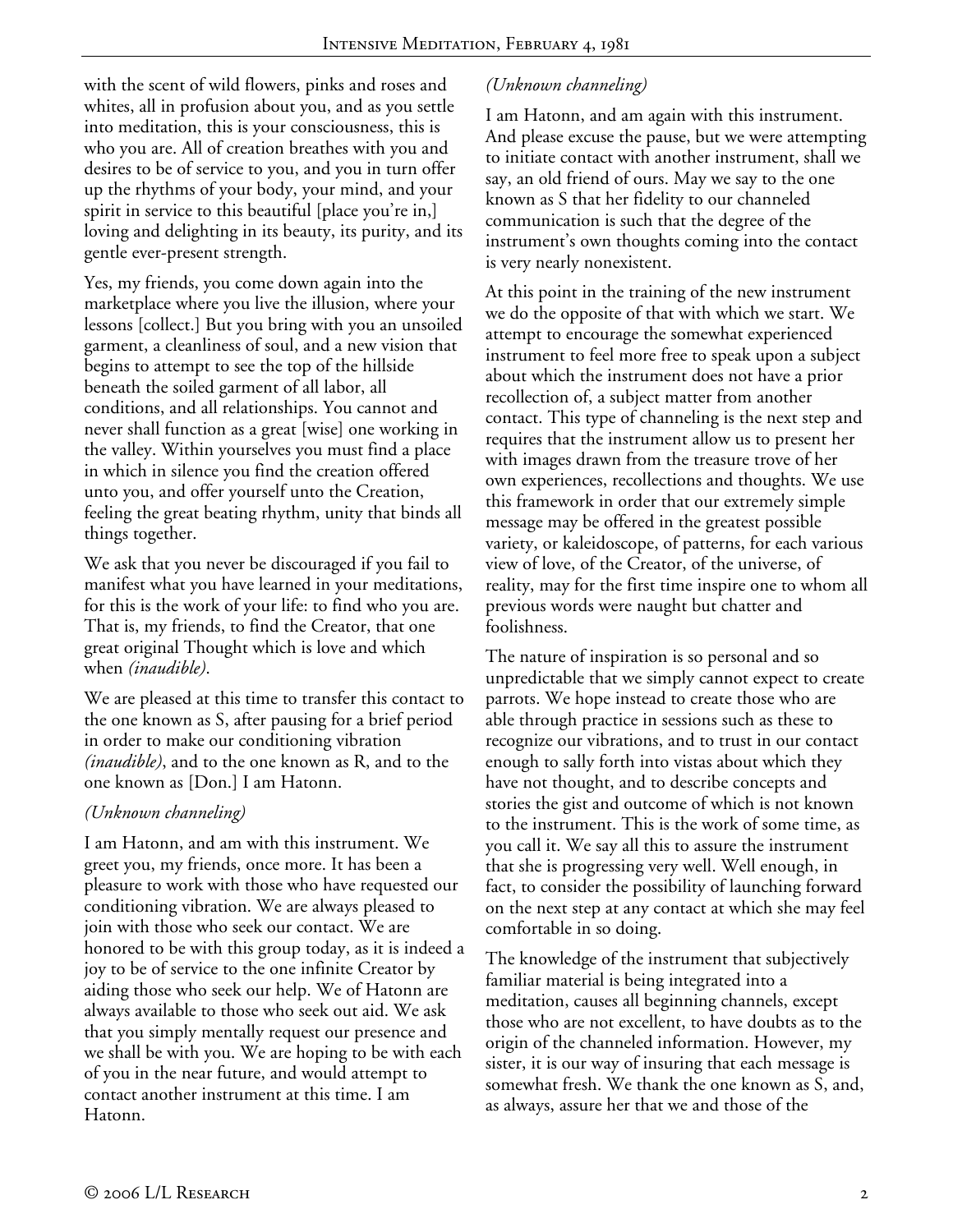with the scent of wild flowers, pinks and roses and whites, all in profusion about you, and as you settle into meditation, this is your consciousness, this is who you are. All of creation breathes with you and desires to be of service to you, and you in turn offer up the rhythms of your body, your mind, and your spirit in service to this beautiful [place you're in,] loving and delighting in its beauty, its purity, and its gentle ever-present strength.

Yes, my friends, you come down again into the marketplace where you live the illusion, where your lessons [collect.] But you bring with you an unsoiled garment, a cleanliness of soul, and a new vision that begins to attempt to see the top of the hillside beneath the soiled garment of all labor, all conditions, and all relationships. You cannot and never shall function as a great [wise] one working in the valley. Within yourselves you must find a place in which in silence you find the creation offered unto you, and offer yourself unto the Creation, feeling the great beating rhythm, unity that binds all things together.

We ask that you never be discouraged if you fail to manifest what you have learned in your meditations, for this is the work of your life: to find who you are. That is, my friends, to find the Creator, that one great original Thought which is love and which when *(inaudible)*.

We are pleased at this time to transfer this contact to the one known as S, after pausing for a brief period in order to make our conditioning vibration *(inaudible)*, and to the one known as R, and to the one known as [Don.] I am Hatonn.

*(Unknown channeling)*

I am Hatonn, and am with this instrument. We greet you, my friends, once more. It has been a pleasure to work with those who have requested our conditioning vibration. We are always pleased to join with those who seek our contact. We are honored to be with this group today, as it is indeed a joy to be of service to the one infinite Creator by aiding those who seek our help. We of Hatonn are always available to those who seek out aid. We ask that you simply mentally request our presence and we shall be with you. We are hoping to be with each of you in the near future, and would attempt to contact another instrument at this time. I am Hatonn.

*(Unknown channeling)*

I am Hatonn, and am again with this instrument. And please excuse the pause, but we were attempting to initiate contact with another instrument, shall we say, an old friend of ours. May we say to the one known as S that her fidelity to our channeled communication is such that the degree of the instrument's own thoughts coming into the contact is very nearly nonexistent.

At this point in the training of the new instrument we do the opposite of that with which we start. We attempt to encourage the somewhat experienced instrument to feel more free to speak upon a subject about which the instrument does not have a prior recollection of, a subject matter from another contact. This type of channeling is the next step and requires that the instrument allow us to present her with images drawn from the treasure trove of her own experiences, recollections and thoughts. We use this framework in order that our extremely simple message may be offered in the greatest possible variety, or kaleidoscope, of patterns, for each various view of love, of the Creator, of the universe, of reality, may for the first time inspire one to whom all previous words were naught but chatter and foolishness.

The nature of inspiration is so personal and so unpredictable that we simply cannot expect to create parrots. We hope instead to create those who are able through practice in sessions such as these to recognize our vibrations, and to trust in our contact enough to sally forth into vistas about which they have not thought, and to describe concepts and stories the gist and outcome of which is not known to the instrument. This is the work of some time, as you call it. We say all this to assure the instrument that she is progressing very well. Well enough, in fact, to consider the possibility of launching forward on the next step at any contact at which she may feel comfortable in so doing.

The knowledge of the instrument that subjectively familiar material is being integrated into a meditation, causes all beginning channels, except those who are not excellent, to have doubts as to the origin of the channeled information. However, my sister, it is our way of insuring that each message is somewhat fresh. We thank the one known as S, and, as always, assure her that we and those of the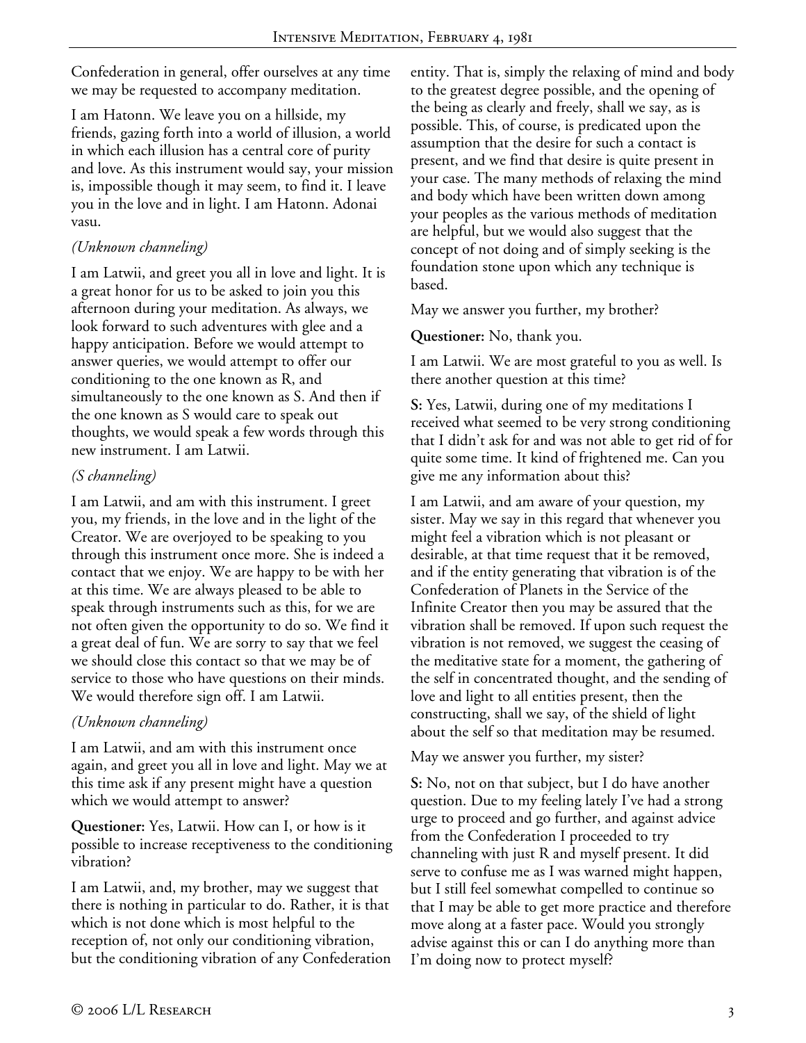Confederation in general, offer ourselves at any time we may be requested to accompany meditation.

I am Hatonn. We leave you on a hillside, my friends, gazing forth into a world of illusion, a world in which each illusion has a central core of purity and love. As this instrument would say, your mission is, impossible though it may seem, to find it. I leave you in the love and in light. I am Hatonn. Adonai vasu.

*(Unknown channeling)*

I am Latwii, and greet you all in love and light. It is a great honor for us to be asked to join you this afternoon during your meditation. As always, we look forward to such adventures with glee and a happy anticipation. Before we would attempt to answer queries, we would attempt to offer our conditioning to the one known as R, and simultaneously to the one known as S. And then if the one known as S would care to speak out thoughts, we would speak a few words through this new instrument. I am Latwii.

*(S channeling)*

I am Latwii, and am with this instrument. I greet you, my friends, in the love and in the light of the Creator. We are overjoyed to be speaking to you through this instrument once more. She is indeed a contact that we enjoy. We are happy to be with her at this time. We are always pleased to be able to speak through instruments such as this, for we are not often given the opportunity to do so. We find it a great deal of fun. We are sorry to say that we feel we should close this contact so that we may be of service to those who have questions on their minds. We would therefore sign off. I am Latwii.

*(Unknown channeling)*

I am Latwii, and am with this instrument once again, and greet you all in love and light. May we at this time ask if any present might have a question which we would attempt to answer?

**Questioner:** Yes, Latwii. How can I, or how is it possible to increase receptiveness to the conditioning vibration?

I am Latwii, and, my brother, may we suggest that there is nothing in particular to do. Rather, it is that which is not done which is most helpful to the reception of, not only our conditioning vibration, but the conditioning vibration of any Confederation entity. That is, simply the relaxing of mind and body to the greatest degree possible, and the opening of the being as clearly and freely, shall we say, as is possible. This, of course, is predicated upon the assumption that the desire for such a contact is present, and we find that desire is quite present in your case. The many methods of relaxing the mind and body which have been written down among your peoples as the various methods of meditation are helpful, but we would also suggest that the concept of not doing and of simply seeking is the foundation stone upon which any technique is based.

May we answer you further, my brother?

**Questioner:** No, thank you.

I am Latwii. We are most grateful to you as well. Is there another question at this time?

**S:** Yes, Latwii, during one of my meditations I received what seemed to be very strong conditioning that I didn't ask for and was not able to get rid of for quite some time. It kind of frightened me. Can you give me any information about this?

I am Latwii, and am aware of your question, my sister. May we say in this regard that whenever you might feel a vibration which is not pleasant or desirable, at that time request that it be removed, and if the entity generating that vibration is of the Confederation of Planets in the Service of the Infinite Creator then you may be assured that the vibration shall be removed. If upon such request the vibration is not removed, we suggest the ceasing of the meditative state for a moment, the gathering of the self in concentrated thought, and the sending of love and light to all entities present, then the constructing, shall we say, of the shield of light about the self so that meditation may be resumed.

May we answer you further, my sister?

**S:** No, not on that subject, but I do have another question. Due to my feeling lately I've had a strong urge to proceed and go further, and against advice from the Confederation I proceeded to try channeling with just R and myself present. It did serve to confuse me as I was warned might happen, but I still feel somewhat compelled to continue so that I may be able to get more practice and therefore move along at a faster pace. Would you strongly advise against this or can I do anything more than I'm doing now to protect myself?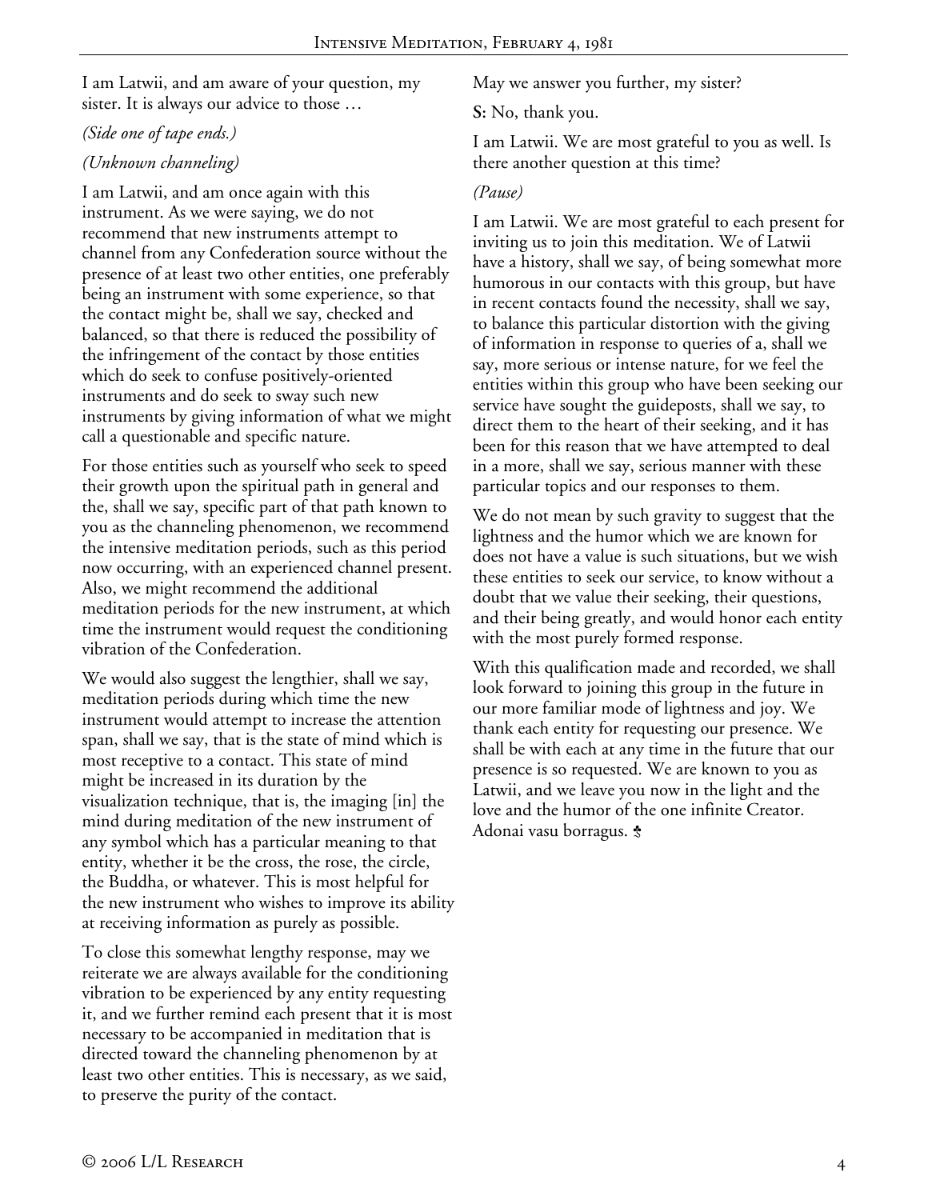I am Latwii, and am aware of your question, my sister. It is always our advice to those …

*(Side one of tape ends.)*

*(Unknown channeling)*

I am Latwii, and am once again with this instrument. As we were saying, we do not recommend that new instruments attempt to channel from any Confederation source without the presence of at least two other entities, one preferably being an instrument with some experience, so that the contact might be, shall we say, checked and balanced, so that there is reduced the possibility of the infringement of the contact by those entities which do seek to confuse positively-oriented instruments and do seek to sway such new instruments by giving information of what we might call a questionable and specific nature.

For those entities such as yourself who seek to speed their growth upon the spiritual path in general and the, shall we say, specific part of that path known to you as the channeling phenomenon, we recommend the intensive meditation periods, such as this period now occurring, with an experienced channel present. Also, we might recommend the additional meditation periods for the new instrument, at which time the instrument would request the conditioning vibration of the Confederation.

We would also suggest the lengthier, shall we say, meditation periods during which time the new instrument would attempt to increase the attention span, shall we say, that is the state of mind which is most receptive to a contact. This state of mind might be increased in its duration by the visualization technique, that is, the imaging [in] the mind during meditation of the new instrument of any symbol which has a particular meaning to that entity, whether it be the cross, the rose, the circle, the Buddha, or whatever. This is most helpful for the new instrument who wishes to improve its ability at receiving information as purely as possible.

To close this somewhat lengthy response, may we reiterate we are always available for the conditioning vibration to be experienced by any entity requesting it, and we further remind each present that it is most necessary to be accompanied in meditation that is directed toward the channeling phenomenon by at least two other entities. This is necessary, as we said, to preserve the purity of the contact.

May we answer you further, my sister?

**S:** No, thank you.

I am Latwii. We are most grateful to you as well. Is there another question at this time?

*(Pause)*

I am Latwii. We are most grateful to each present for inviting us to join this meditation. We of Latwii have a history, shall we say, of being somewhat more humorous in our contacts with this group, but have in recent contacts found the necessity, shall we say, to balance this particular distortion with the giving of information in response to queries of a, shall we say, more serious or intense nature, for we feel the entities within this group who have been seeking our service have sought the guideposts, shall we say, to direct them to the heart of their seeking, and it has been for this reason that we have attempted to deal in a more, shall we say, serious manner with these particular topics and our responses to them.

We do not mean by such gravity to suggest that the lightness and the humor which we are known for does not have a value is such situations, but we wish these entities to seek our service, to know without a doubt that we value their seeking, their questions, and their being greatly, and would honor each entity with the most purely formed response.

With this qualification made and recorded, we shall look forward to joining this group in the future in our more familiar mode of lightness and joy. We thank each entity for requesting our presence. We shall be with each at any time in the future that our presence is so requested. We are known to you as Latwii, and we leave you now in the light and the love and the humor of the one infinite Creator. Adonai vasu borragus.